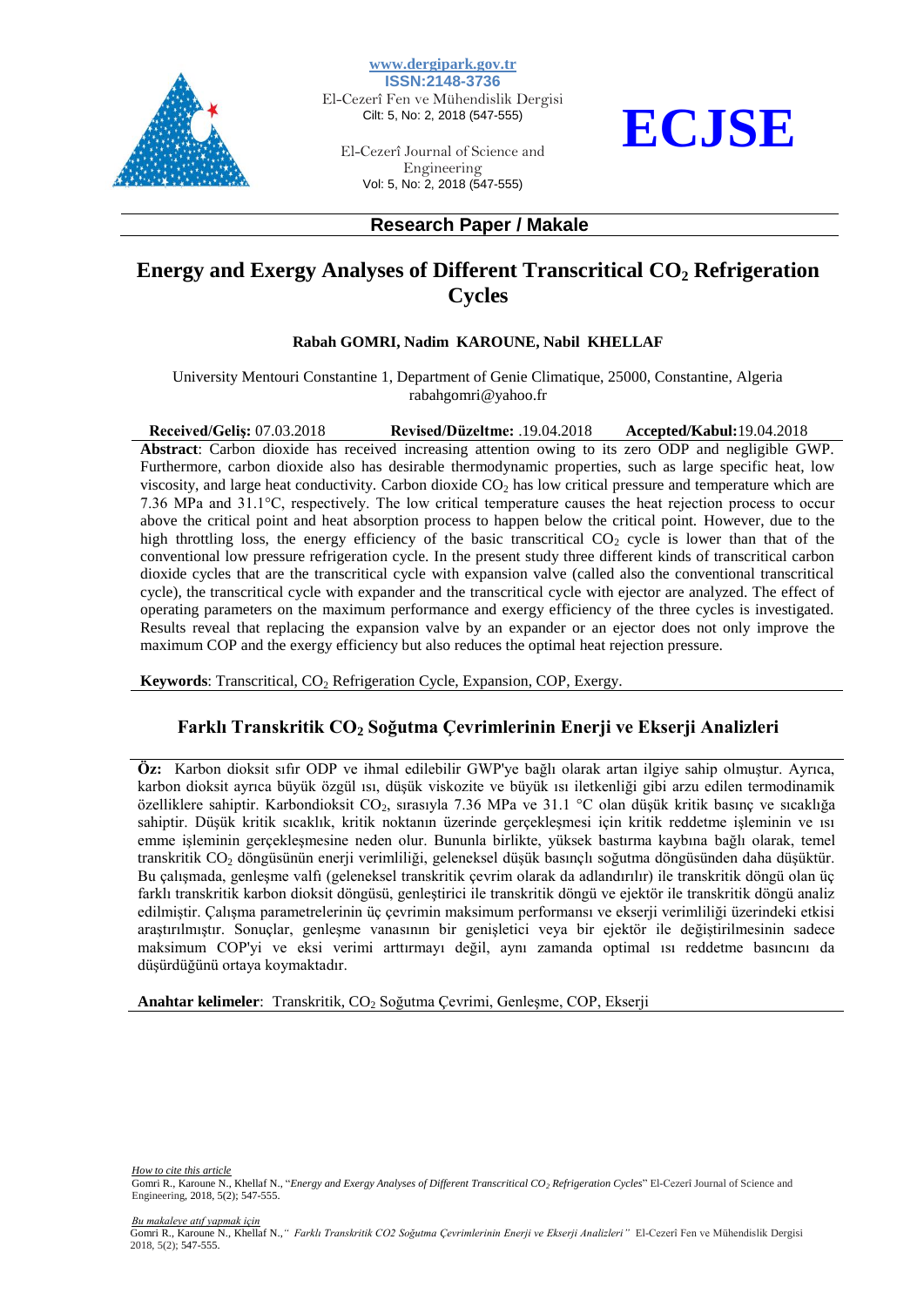www.dergipark.gov.tr
ISSN:2148-3736
El-Cezerî Fen ve Mühendislik Dergisi
Cilt: 5, No: 2, 2018 (547-555)

El-Cezerî Journal of Science and Engineering
Vol: 5, No: 2, 2018 (547-555)

**ECJSE**

**Research Paper / Makale**

# Energy and Exergy Analyses of Different Transcritical $CO_2$ Refrigeration Cycles

**Rabah GOMRI, Nadim KAROUNE, Nabil KHELLAF**

University Mentouri Constantine 1, Department of Genie Climatique, 25000, Constantine, Algeria
rabahgomri@yahoo.fr

**Received/Geliş:** 07.03.2018 **Revised/Düzeltme:** .19.04.2018 **Accepted/Kabul:** 19.04.2018

**Abstract**: Carbon dioxide has received increasing attention owing to its zero ODP and negligible GWP. Furthermore, carbon dioxide also has desirable thermodynamic properties, such as large specific heat, low viscosity, and large heat conductivity. Carbon dioxide $CO_2$ has low critical pressure and temperature which are 7.36 MPa and 31.1°C, respectively. The low critical temperature causes the heat rejection process to occur above the critical point and heat absorption process to happen below the critical point. However, due to the high throttling loss, the energy efficiency of the basic transcritical $CO_2$ cycle is lower than that of the conventional low pressure refrigeration cycle. In the present study three different kinds of transcritical carbon dioxide cycles that are the transcritical cycle with expansion valve (called also the conventional transcritical cycle), the transcritical cycle with expander and the transcritical cycle with ejector are analyzed. The effect of operating parameters on the maximum performance and exergy efficiency of the three cycles is investigated. Results reveal that replacing the expansion valve by an expander or an ejector does not only improve the maximum COP and the exergy efficiency but also reduces the optimal heat rejection pressure.

**Keywords**: Transcritical, $CO_2$ Refrigeration Cycle, Expansion, COP, Exergy.

# Farklı Transkritik $CO_2$ Soğutma Çevrimlerinin Enerji ve Ekserji Analizleri

**Öz:** Karbon dioksit sıfır ODP ve ihmal edilebilir GWP'ye bağlı olarak artan ilgiye sahip olmuştur. Ayrıca, karbon dioksit ayrıca büyük özgül ısı, düşük viskozite ve büyük ısı iletkenliği gibi arzu edilen termodinamik özelliklere sahiptir. Karbondioksit $CO_2$, sırasıyla 7.36 MPa ve 31.1 °C olan düşük kritik basınç ve sıcaklığa sahiptir. Düşük kritik sıcaklık, kritik noktanın üzerinde gerçekleşmesi için kritik reddetme işleminin ve ısı emme işleminin gerçekleşmesine neden olur. Bununla birlikte, yüksek bastırma kaybına bağlı olarak, temel transkritik $CO_2$ döngüsünün enerji verimliliği, geleneksel düşük basınçlı soğutma döngüsünden daha düşüktür. Bu çalışmada, genleşme valfı (geleneksel transkritik çevrim olarak da adlandırılır) ile transkritik döngü olan üç farklı transkritik karbon dioksit döngüsü, genleştirici ile transkritik döngü ve ejektör ile transkritik döngü analiz edilmiştir. Çalışma parametrelerinin üç çevrimin maksimum performansı ve ekserji verimliliği üzerindeki etkisi araştırılmıştır. Sonuçlar, genleşme vanasının bir genişletici veya bir ejektör ile değiştirilmesinin sadece maksimum COP'yi ve eksi verimi arttırmayı değil, aynı zamanda optimal ısı reddetme basıncını da düşürdüğünü ortaya koymaktadır.

**Anahtar kelimeler**: Transkritik, $CO_2$ Soğutma Çevrimi, Genleşme, COP, Ekserji

*How to cite this article*
Gomri R., Karoune N., Khellaf N., "*Energy and Exergy Analyses of Different Transcritical $CO_2$ Refrigeration Cycles*" El-Cezerî Journal of Science and Engineering, 2018, 5(2); 547-555.

*Bu makaleye atıf yapmak için*
Gomri R., Karoune N., Khellaf N.,*" Farklı Transkritik CO2 Soğutma Çevrimlerinin Enerji ve Ekserji Analizleri"* El-Cezerî Fen ve Mühendislik Dergisi 2018, 5(2); 547-555.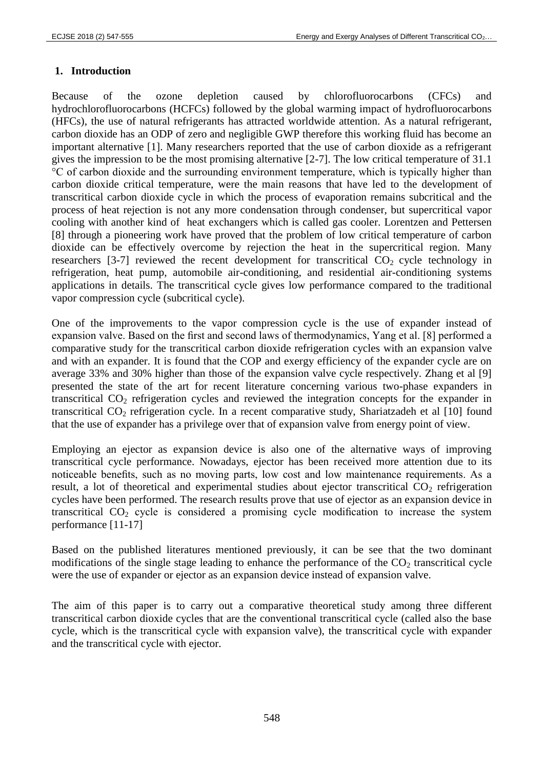## 1. Introduction

Because of the ozone depletion caused by chlorofluorocarbons (CFCs) and hydrochlorofluorocarbons (HCFCs) followed by the global warming impact of hydrofluorocarbons (HFCs), the use of natural refrigerants has attracted worldwide attention. As a natural refrigerant, carbon dioxide has an ODP of zero and negligible GWP therefore this working fluid has become an important alternative [1]. Many researchers reported that the use of carbon dioxide as a refrigerant gives the impression to be the most promising alternative [2-7]. The low critical temperature of 31.1 °C of carbon dioxide and the surrounding environment temperature, which is typically higher than carbon dioxide critical temperature, were the main reasons that have led to the development of transcritical carbon dioxide cycle in which the process of evaporation remains subcritical and the process of heat rejection is not any more condensation through condenser, but supercritical vapor cooling with another kind of heat exchangers which is called gas cooler. Lorentzen and Pettersen [8] through a pioneering work have proved that the problem of low critical temperature of carbon dioxide can be effectively overcome by rejection the heat in the supercritical region. Many researchers [3-7] reviewed the recent development for transcritical $CO_2$ cycle technology in refrigeration, heat pump, automobile air-conditioning, and residential air-conditioning systems applications in details. The transcritical cycle gives low performance compared to the traditional vapor compression cycle (subcritical cycle).

One of the improvements to the vapor compression cycle is the use of expander instead of expansion valve. Based on the first and second laws of thermodynamics, Yang et al. [8] performed a comparative study for the transcritical carbon dioxide refrigeration cycles with an expansion valve and with an expander. It is found that the COP and exergy efficiency of the expander cycle are on average 33% and 30% higher than those of the expansion valve cycle respectively. Zhang et al [9] presented the state of the art for recent literature concerning various two-phase expanders in transcritical $CO_2$ refrigeration cycles and reviewed the integration concepts for the expander in transcritical $CO_2$ refrigeration cycle. In a recent comparative study, Shariatzadeh et al [10] found that the use of expander has a privilege over that of expansion valve from energy point of view.

Employing an ejector as expansion device is also one of the alternative ways of improving transcritical cycle performance. Nowadays, ejector has been received more attention due to its noticeable benefits, such as no moving parts, low cost and low maintenance requirements. As a result, a lot of theoretical and experimental studies about ejector transcritical $CO_2$ refrigeration cycles have been performed. The research results prove that use of ejector as an expansion device in transcritical $CO_2$ cycle is considered a promising cycle modification to increase the system performance [11-17]

Based on the published literatures mentioned previously, it can be see that the two dominant modifications of the single stage leading to enhance the performance of the $CO_2$ transcritical cycle were the use of expander or ejector as an expansion device instead of expansion valve.

The aim of this paper is to carry out a comparative theoretical study among three different transcritical carbon dioxide cycles that are the conventional transcritical cycle (called also the base cycle, which is the transcritical cycle with expansion valve), the transcritical cycle with expander and the transcritical cycle with ejector.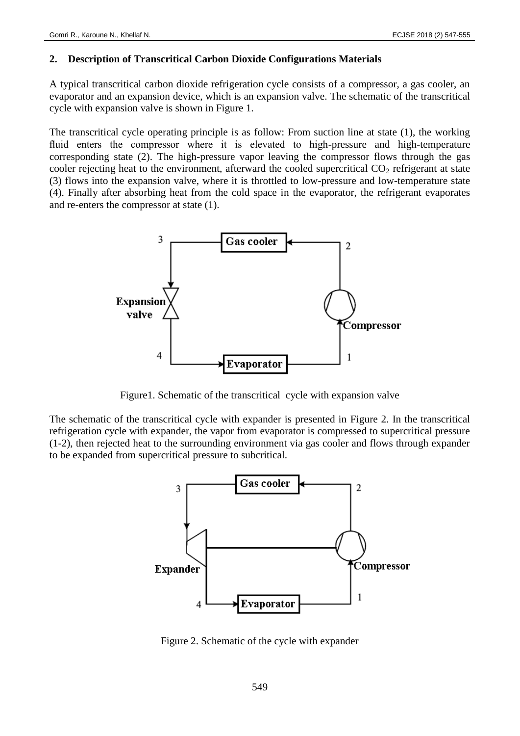## 2. Description of Transcritical Carbon Dioxide Configurations Materials

A typical transcritical carbon dioxide refrigeration cycle consists of a compressor, a gas cooler, an evaporator and an expansion device, which is an expansion valve. The schematic of the transcritical cycle with expansion valve is shown in Figure 1.

The transcritical cycle operating principle is as follow: From suction line at state (1), the working fluid enters the compressor where it is elevated to high-pressure and high-temperature corresponding state (2). The high-pressure vapor leaving the compressor flows through the gas cooler rejecting heat to the environment, afterward the cooled supercritical $CO_2$ refrigerant at state (3) flows into the expansion valve, where it is throttled to low-pressure and low-temperature state (4). Finally after absorbing heat from the cold space in the evaporator, the refrigerant evaporates and re-enters the compressor at state (1).

Figure1. Schematic of the transcritical cycle with expansion valve

The schematic of the transcritical cycle with expander is presented in Figure 2. In the transcritical refrigeration cycle with expander, the vapor from evaporator is compressed to supercritical pressure (1-2), then rejected heat to the surrounding environment via gas cooler and flows through expander to be expanded from supercritical pressure to subcritical.

Figure 2. Schematic of the cycle with expander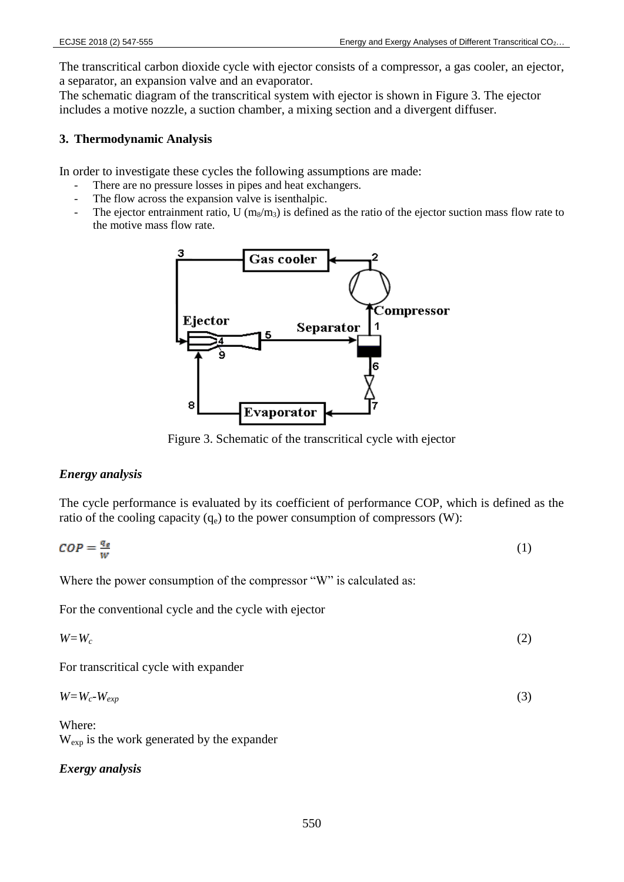The transcritical carbon dioxide cycle with ejector consists of a compressor, a gas cooler, an ejector, a separator, an expansion valve and an evaporator.

The schematic diagram of the transcritical system with ejector is shown in Figure 3. The ejector includes a motive nozzle, a suction chamber, a mixing section and a divergent diffuser.

### 3. Thermodynamic Analysis

In order to investigate these cycles the following assumptions are made:

- There are no pressure losses in pipes and heat exchangers.
- The flow across the expansion valve is isenthalpic.
- The ejector entrainment ratio, U ($m_8/m_3$) is defined as the ratio of the ejector suction mass flow rate to the motive mass flow rate.

Figure 3. Schematic of the transcritical cycle with ejector

***Energy analysis***

The cycle performance is evaluated by its coefficient of performance COP, which is defined as the ratio of the cooling capacity ($q_e$) to the power consumption of compressors (W):

$$COP = \frac{q_e}{W} \tag{1}$$

Where the power consumption of the compressor "W" is calculated as:

For the conventional cycle and the cycle with ejector

$$W = W_c \tag{2}$$

For transcritical cycle with expander

$$W = W_c - W_{exp} \tag{3}$$

Where:

$W_{exp}$ is the work generated by the expander

***Exergy analysis***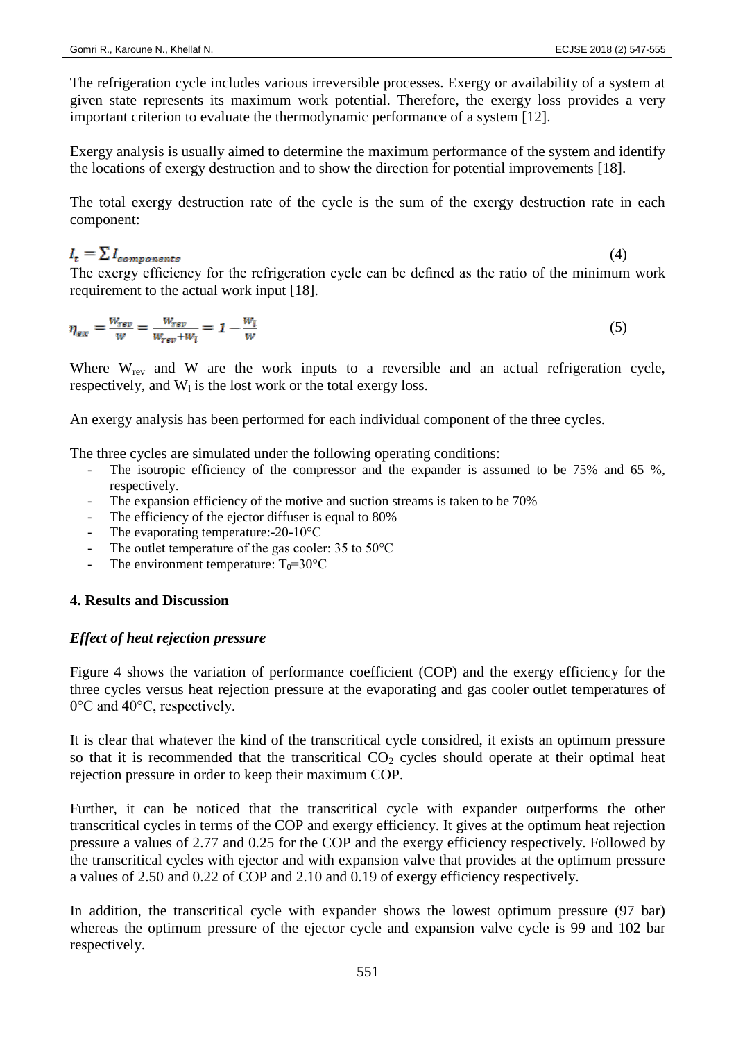The refrigeration cycle includes various irreversible processes. Exergy or availability of a system at given state represents its maximum work potential. Therefore, the exergy loss provides a very important criterion to evaluate the thermodynamic performance of a system [12].

Exergy analysis is usually aimed to determine the maximum performance of the system and identify the locations of exergy destruction and to show the direction for potential improvements [18].

The total exergy destruction rate of the cycle is the sum of the exergy destruction rate in each component:

$$I_t = \sum I_{components} \tag{4}$$

The exergy efficiency for the refrigeration cycle can be defined as the ratio of the minimum work requirement to the actual work input [18].

$$\eta_{ex} = \frac{W_{rev}}{W} = \frac{W_{rev}}{W_{rev}+W_l} = 1 - \frac{W_l}{W} \tag{5}$$

Where $W_{rev}$ and W are the work inputs to a reversible and an actual refrigeration cycle, respectively, and $W_l$ is the lost work or the total exergy loss.

An exergy analysis has been performed for each individual component of the three cycles.

The three cycles are simulated under the following operating conditions:

- The isotropic efficiency of the compressor and the expander is assumed to be 75% and 65 %, respectively.
- The expansion efficiency of the motive and suction streams is taken to be 70%
- The efficiency of the ejector diffuser is equal to 80%
- The evaporating temperature:-20-10°C
- The outlet temperature of the gas cooler: 35 to 50°C
- The environment temperature: $T_0$=30°C

## 4. Results and Discussion

### *Effect of heat rejection pressure*

Figure 4 shows the variation of performance coefficient (COP) and the exergy efficiency for the three cycles versus heat rejection pressure at the evaporating and gas cooler outlet temperatures of 0°C and 40°C, respectively.

It is clear that whatever the kind of the transcritical cycle considred, it exists an optimum pressure so that it is recommended that the transcritical $CO_2$ cycles should operate at their optimal heat rejection pressure in order to keep their maximum COP.

Further, it can be noticed that the transcritical cycle with expander outperforms the other transcritical cycles in terms of the COP and exergy efficiency. It gives at the optimum heat rejection pressure a values of 2.77 and 0.25 for the COP and the exergy efficiency respectively. Followed by the transcritical cycles with ejector and with expansion valve that provides at the optimum pressure a values of 2.50 and 0.22 of COP and 2.10 and 0.19 of exergy efficiency respectively.

In addition, the transcritical cycle with expander shows the lowest optimum pressure (97 bar) whereas the optimum pressure of the ejector cycle and expansion valve cycle is 99 and 102 bar respectively.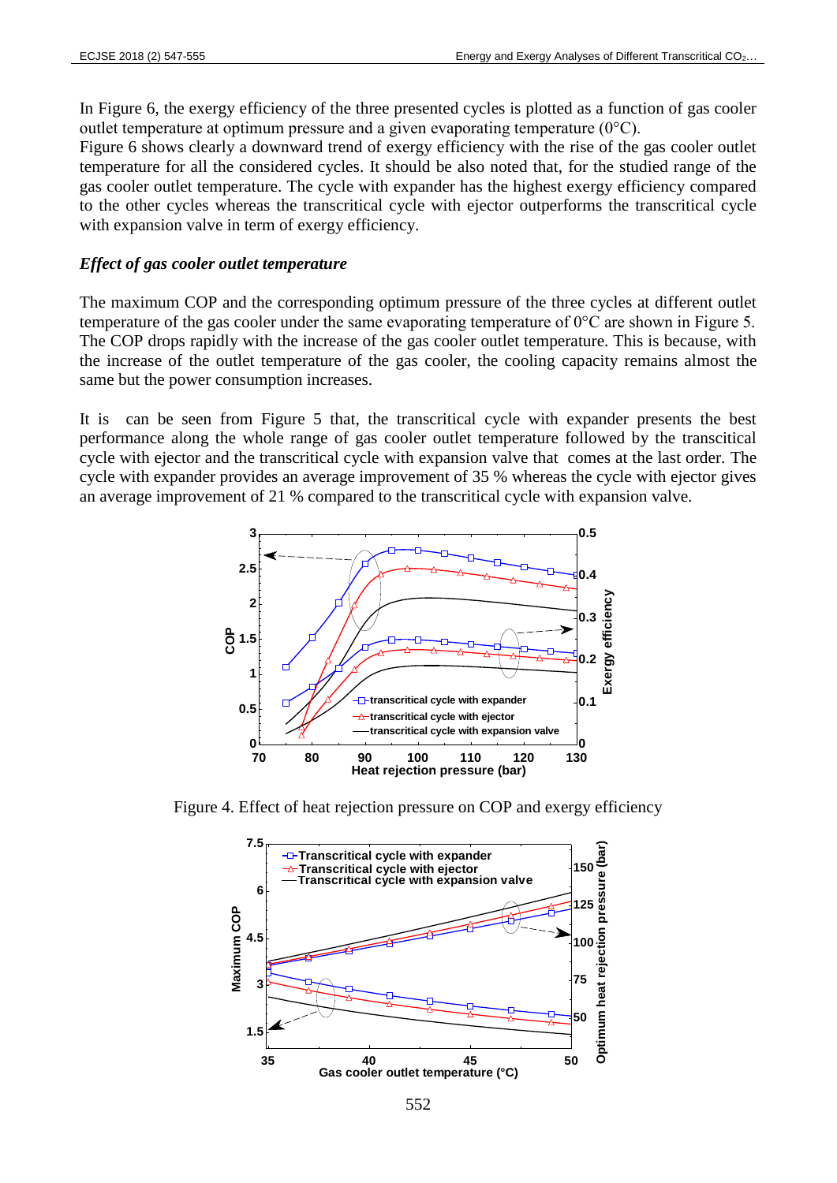In Figure 6, the exergy efficiency of the three presented cycles is plotted as a function of gas cooler outlet temperature at optimum pressure and a given evaporating temperature (0°C).
Figure 6 shows clearly a downward trend of exergy efficiency with the rise of the gas cooler outlet temperature for all the considered cycles. It should be also noted that, for the studied range of the gas cooler outlet temperature. The cycle with expander has the highest exergy efficiency compared to the other cycles whereas the transcritical cycle with ejector outperforms the transcritical cycle with expansion valve in term of exergy efficiency.

### *Effect of gas cooler outlet temperature*

The maximum COP and the corresponding optimum pressure of the three cycles at different outlet temperature of the gas cooler under the same evaporating temperature of 0°C are shown in Figure 5. The COP drops rapidly with the increase of the gas cooler outlet temperature. This is because, with the increase of the outlet temperature of the gas cooler, the cooling capacity remains almost the same but the power consumption increases.

It is can be seen from Figure 5 that, the transcritical cycle with expander presents the best performance along the whole range of gas cooler outlet temperature followed by the transcitical cycle with ejector and the transcritical cycle with expansion valve that comes at the last order. The cycle with expander provides an average improvement of 35 % whereas the cycle with ejector gives an average improvement of 21 % compared to the transcritical cycle with expansion valve.

Figure 4. Effect of heat rejection pressure on COP and exergy efficiency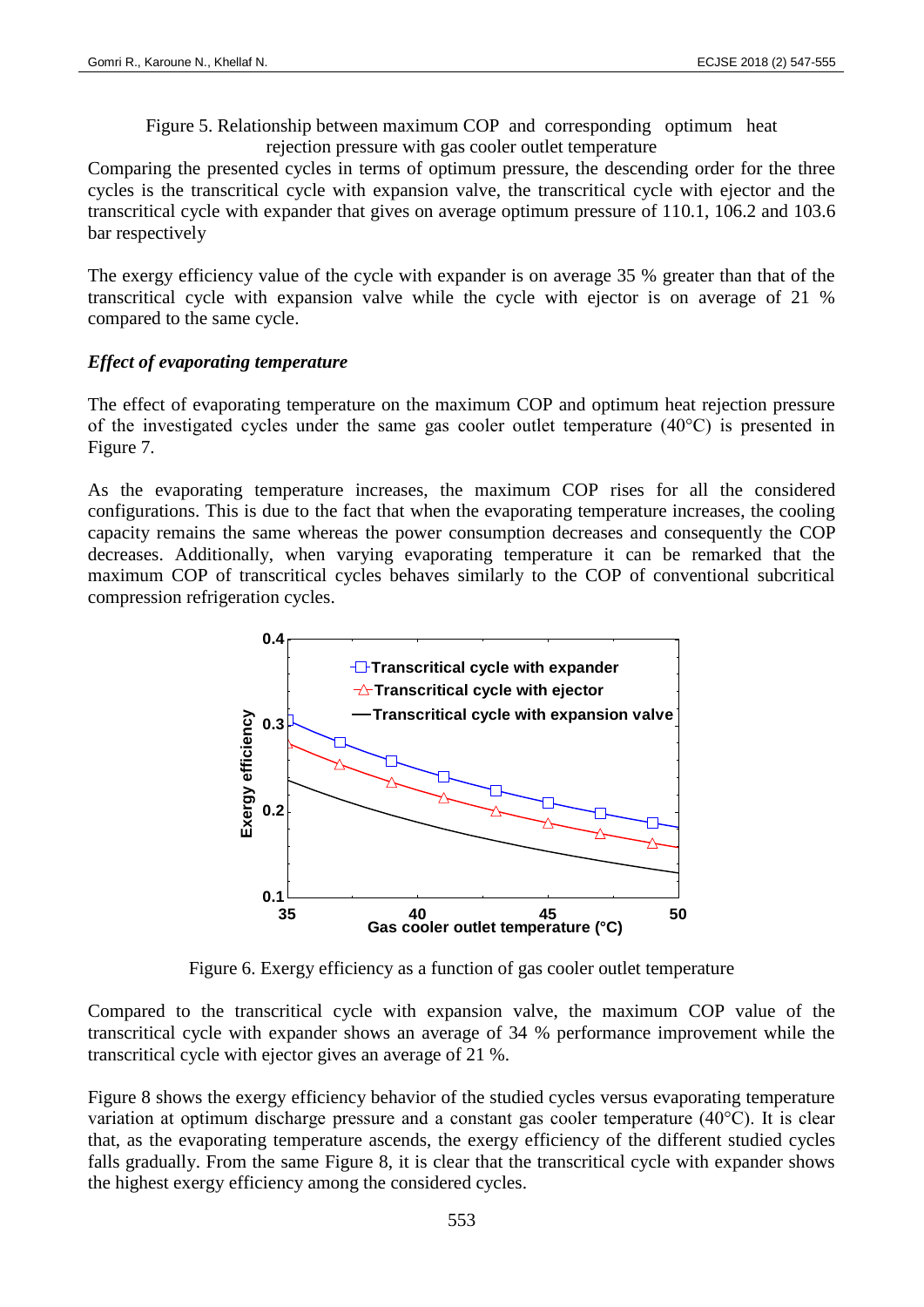Figure 5. Relationship between maximum COP and corresponding optimum heat rejection pressure with gas cooler outlet temperature

Comparing the presented cycles in terms of optimum pressure, the descending order for the three cycles is the transcritical cycle with expansion valve, the transcritical cycle with ejector and the transcritical cycle with expander that gives on average optimum pressure of 110.1, 106.2 and 103.6 bar respectively

The exergy efficiency value of the cycle with expander is on average 35 % greater than that of the transcritical cycle with expansion valve while the cycle with ejector is on average of 21 % compared to the same cycle.

***Effect of evaporating temperature***

The effect of evaporating temperature on the maximum COP and optimum heat rejection pressure of the investigated cycles under the same gas cooler outlet temperature (40°C) is presented in Figure 7.

As the evaporating temperature increases, the maximum COP rises for all the considered configurations. This is due to the fact that when the evaporating temperature increases, the cooling capacity remains the same whereas the power consumption decreases and consequently the COP decreases. Additionally, when varying evaporating temperature it can be remarked that the maximum COP of transcritical cycles behaves similarly to the COP of conventional subcritical compression refrigeration cycles.

Figure 6. Exergy efficiency as a function of gas cooler outlet temperature

Compared to the transcritical cycle with expansion valve, the maximum COP value of the transcritical cycle with expander shows an average of 34 % performance improvement while the transcritical cycle with ejector gives an average of 21 %.

Figure 8 shows the exergy efficiency behavior of the studied cycles versus evaporating temperature variation at optimum discharge pressure and a constant gas cooler temperature (40°C). It is clear that, as the evaporating temperature ascends, the exergy efficiency of the different studied cycles falls gradually. From the same Figure 8, it is clear that the transcritical cycle with expander shows the highest exergy efficiency among the considered cycles.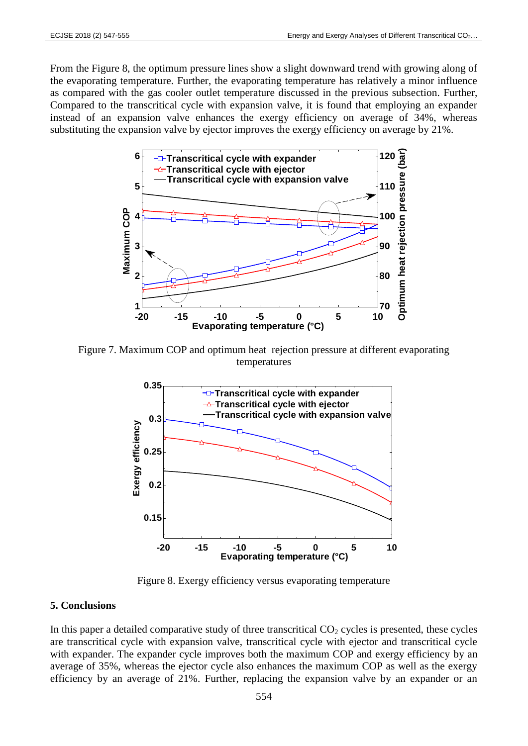From the Figure 8, the optimum pressure lines show a slight downward trend with growing along of the evaporating temperature. Further, the evaporating temperature has relatively a minor influence as compared with the gas cooler outlet temperature discussed in the previous subsection. Further, Compared to the transcritical cycle with expansion valve, it is found that employing an expander instead of an expansion valve enhances the exergy efficiency on average of 34%, whereas substituting the expansion valve by ejector improves the exergy efficiency on average by 21%.

Figure 7. Maximum COP and optimum heat rejection pressure at different evaporating temperatures

Figure 8. Exergy efficiency versus evaporating temperature

## 5. Conclusions

In this paper a detailed comparative study of three transcritical $CO_2$ cycles is presented, these cycles are transcritical cycle with expansion valve, transcritical cycle with ejector and transcritical cycle with expander. The expander cycle improves both the maximum COP and exergy efficiency by an average of 35%, whereas the ejector cycle also enhances the maximum COP as well as the exergy efficiency by an average of 21%. Further, replacing the expansion valve by an expander or an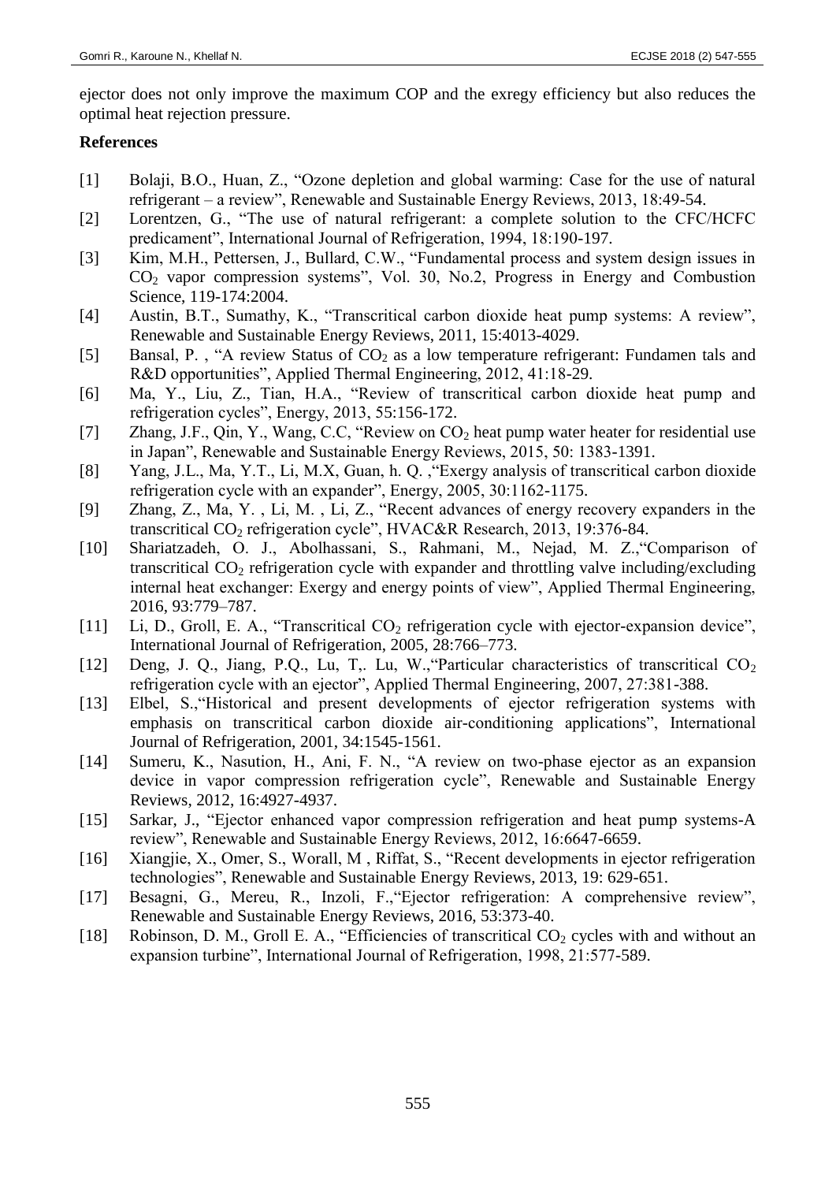ejector does not only improve the maximum COP and the exregy efficiency but also reduces the optimal heat rejection pressure.

## References

[1] Bolaji, B.O., Huan, Z., "Ozone depletion and global warming: Case for the use of natural refrigerant – a review", Renewable and Sustainable Energy Reviews, 2013, 18:49-54.

[2] Lorentzen, G., "The use of natural refrigerant: a complete solution to the CFC/HCFC predicament", International Journal of Refrigeration, 1994, 18:190-197.

[3] Kim, M.H., Pettersen, J., Bullard, C.W., "Fundamental process and system design issues in $CO_2$ vapor compression systems", Vol. 30, No.2, Progress in Energy and Combustion Science, 119-174:2004.

[4] Austin, B.T., Sumathy, K., "Transcritical carbon dioxide heat pump systems: A review", Renewable and Sustainable Energy Reviews, 2011, 15:4013-4029.

[5] Bansal, P. , "A review Status of $CO_2$ as a low temperature refrigerant: Fundamen tals and R&D opportunities", Applied Thermal Engineering, 2012, 41:18-29.

[6] Ma, Y., Liu, Z., Tian, H.A., "Review of transcritical carbon dioxide heat pump and refrigeration cycles", Energy, 2013, 55:156-172.

[7] Zhang, J.F., Qin, Y., Wang, C.C, "Review on $CO_2$ heat pump water heater for residential use in Japan", Renewable and Sustainable Energy Reviews, 2015, 50: 1383-1391.

[8] Yang, J.L., Ma, Y.T., Li, M.X, Guan, h. Q. ,"Exergy analysis of transcritical carbon dioxide refrigeration cycle with an expander", Energy, 2005, 30:1162-1175.

[9] Zhang, Z., Ma, Y. , Li, M. , Li, Z., "Recent advances of energy recovery expanders in the transcritical $CO_2$ refrigeration cycle", HVAC&R Research, 2013, 19:376-84.

[10] Shariatzadeh, O. J., Abolhassani, S., Rahmani, M., Nejad, M. Z.,"Comparison of transcritical $CO_2$ refrigeration cycle with expander and throttling valve including/excluding internal heat exchanger: Exergy and energy points of view", Applied Thermal Engineering, 2016, 93:779–787.

[11] Li, D., Groll, E. A., "Transcritical $CO_2$ refrigeration cycle with ejector-expansion device", International Journal of Refrigeration, 2005, 28:766–773.

[12] Deng, J. Q., Jiang, P.Q., Lu, T,. Lu, W.,"Particular characteristics of transcritical $CO_2$ refrigeration cycle with an ejector", Applied Thermal Engineering, 2007, 27:381-388.

[13] Elbel, S.,"Historical and present developments of ejector refrigeration systems with emphasis on transcritical carbon dioxide air-conditioning applications", International Journal of Refrigeration, 2001, 34:1545-1561.

[14] Sumeru, K., Nasution, H., Ani, F. N., "A review on two-phase ejector as an expansion device in vapor compression refrigeration cycle", Renewable and Sustainable Energy Reviews, 2012, 16:4927-4937.

[15] Sarkar, J., "Ejector enhanced vapor compression refrigeration and heat pump systems-A review", Renewable and Sustainable Energy Reviews, 2012, 16:6647-6659.

[16] Xiangjie, X., Omer, S., Worall, M , Riffat, S., "Recent developments in ejector refrigeration technologies", Renewable and Sustainable Energy Reviews, 2013, 19: 629-651.

[17] Besagni, G., Mereu, R., Inzoli, F.,"Ejector refrigeration: A comprehensive review", Renewable and Sustainable Energy Reviews, 2016, 53:373-40.

[18] Robinson, D. M., Groll E. A., "Efficiencies of transcritical $CO_2$ cycles with and without an expansion turbine", International Journal of Refrigeration, 1998, 21:577-589.